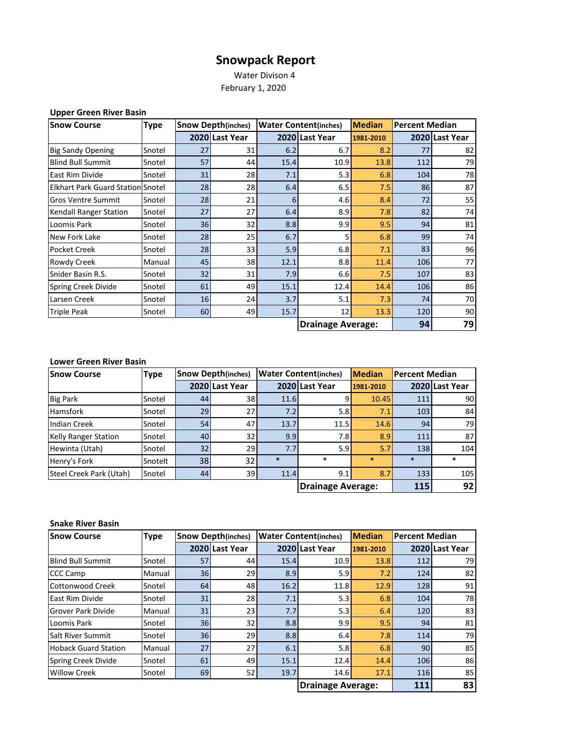# Snowpack Report

Water Divison 4

February 1, 2020

### Upper Green River Basin

| Snow Course | Type | Snow Depth(inches) | | Water Content(inches) | | Median | Percent Median | |
|---|---|---|---|---|---|---|---|---|
| | | 2020 | Last Year | 2020 | Last Year | 1981-2010 | 2020 | Last Year |
| Big Sandy Opening | Snotel | 27 | 31 | 6.2 | 6.7 | 8.2 | 77 | 82 |
| Blind Bull Summit | Snotel | 57 | 44 | 15.4 | 10.9 | 13.8 | 112 | 79 |
| East Rim Divide | Snotel | 31 | 28 | 7.1 | 5.3 | 6.8 | 104 | 78 |
| Elkhart Park Guard Station | Snotel | 28 | 28 | 6.4 | 6.5 | 7.5 | 86 | 87 |
| Gros Ventre Summit | Snotel | 28 | 21 | 6 | 4.6 | 8.4 | 72 | 55 |
| Kendall Ranger Station | Snotel | 27 | 27 | 6.4 | 8.9 | 7.8 | 82 | 74 |
| Loomis Park | Snotel | 36 | 32 | 8.8 | 9.9 | 9.5 | 94 | 81 |
| New Fork Lake | Snotel | 28 | 25 | 6.7 | 5 | 6.8 | 99 | 74 |
| Pocket Creek | Snotel | 28 | 33 | 5.9 | 6.8 | 7.1 | 83 | 96 |
| Rowdy Creek | Manual | 45 | 38 | 12.1 | 8.8 | 11.4 | 106 | 77 |
| Snider Basin R.S. | Snotel | 32 | 31 | 7.9 | 6.6 | 7.5 | 107 | 83 |
| Spring Creek Divide | Snotel | 61 | 49 | 15.1 | 12.4 | 14.4 | 106 | 86 |
| Larsen Creek | Snotel | 16 | 24 | 3.7 | 5.1 | 7.3 | 74 | 70 |
| Triple Peak | Snotel | 60 | 49 | 15.7 | 12 | 13.3 | 120 | 90 |
| | | | | | **Drainage Average:** | | **94** | **79** |

### Lower Green River Basin

| Snow Course | Type | Snow Depth(inches) | | Water Content(inches) | | Median | Percent Median | |
|---|---|---|---|---|---|---|---|---|
| | | 2020 | Last Year | 2020 | Last Year | 1981-2010 | 2020 | Last Year |
| Big Park | Snotel | 44 | 38 | 11.6 | 9 | 10.45 | 111 | 90 |
| Hamsfork | Snotel | 29 | 27 | 7.2 | 5.8 | 7.1 | 103 | 84 |
| Indian Creek | Snotel | 54 | 47 | 13.7 | 11.5 | 14.6 | 94 | 79 |
| Kelly Ranger Station | Snotel | 40 | 32 | 9.9 | 7.8 | 8.9 | 111 | 87 |
| Hewinta (Utah) | Snotel | 32 | 29 | 7.7 | 5.9 | 5.7 | 138 | 104 |
| Henry's Fork | Snotelt | 38 | 32 | * | * | * | * | * |
| Steel Creek Park (Utah) | Snotel | 44 | 39 | 11.4 | 9.1 | 8.7 | 133 | 105 |
| | | | | | **Drainage Average:** | | **115** | **92** |

### Snake River Basin

| Snow Course | Type | Snow Depth(inches) | | Water Content(inches) | | Median | Percent Median | |
|---|---|---|---|---|---|---|---|---|
| | | 2020 | Last Year | 2020 | Last Year | 1981-2010 | 2020 | Last Year |
| Blind Bull Summit | Snotel | 57 | 44 | 15.4 | 10.9 | 13.8 | 112 | 79 |
| CCC Camp | Manual | 36 | 29 | 8.9 | 5.9 | 7.2 | 124 | 82 |
| Cottonwood Creek | Snotel | 64 | 48 | 16.2 | 11.8 | 12.9 | 128 | 91 |
| East Rim Divide | Snotel | 31 | 28 | 7.1 | 5.3 | 6.8 | 104 | 78 |
| Grover Park Divide | Manual | 31 | 23 | 7.7 | 5.3 | 6.4 | 120 | 83 |
| Loomis Park | Snotel | 36 | 32 | 8.8 | 9.9 | 9.5 | 94 | 81 |
| Salt River Summit | Snotel | 36 | 29 | 8.8 | 6.4 | 7.8 | 114 | 79 |
| Hoback Guard Station | Manual | 27 | 27 | 6.1 | 5.8 | 6.8 | 90 | 85 |
| Spring Creek Divide | Snotel | 61 | 49 | 15.1 | 12.4 | 14.4 | 106 | 86 |
| Willow Creek | Snotel | 69 | 52 | 19.7 | 14.6 | 17.1 | 116 | 85 |
| | | | | | **Drainage Average:** | | **111** | **83** |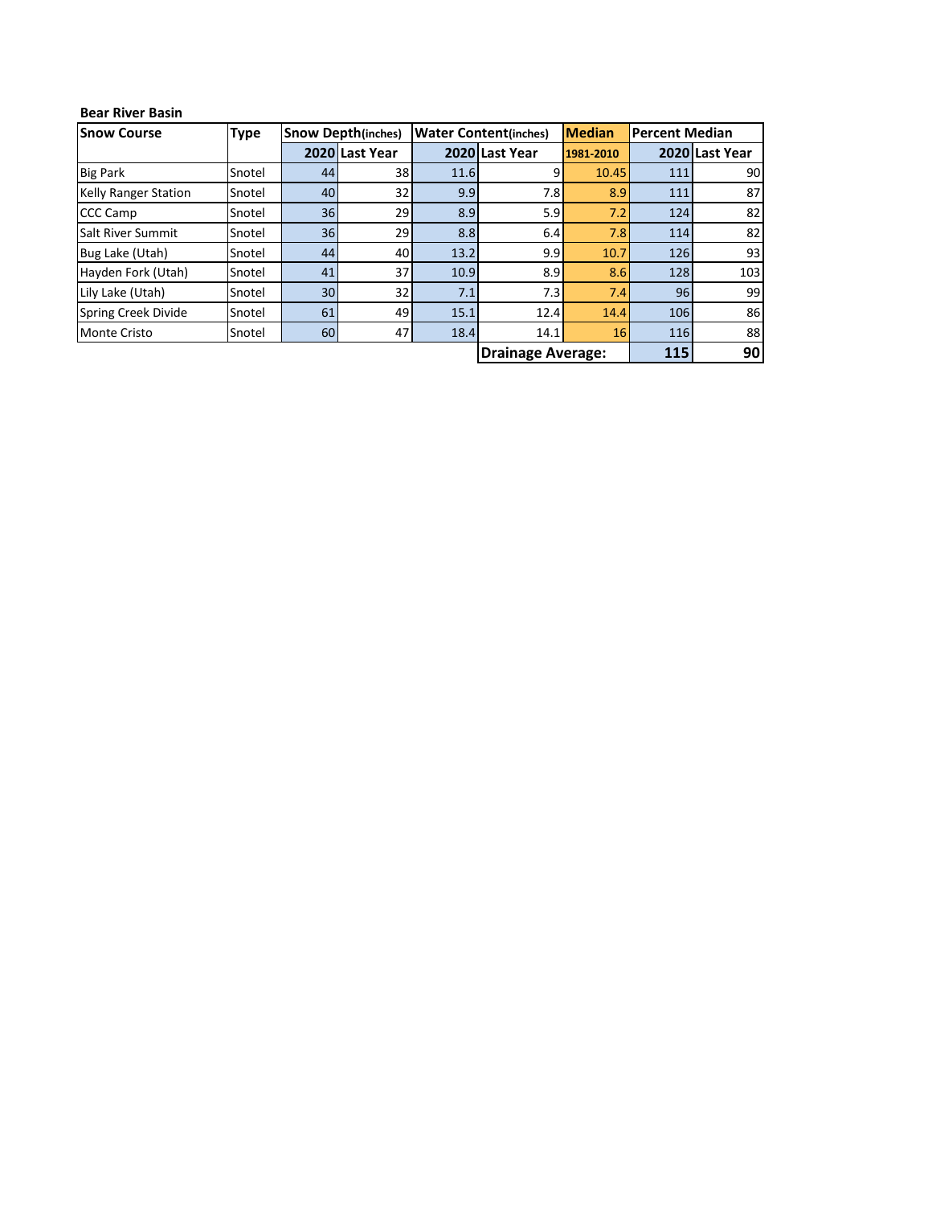**Bear River Basin**

| Snow Course | Type | Snow Depth(inches) | | Water Content(inches) | | Median | Percent Median | |
|---|---|---|---|---|---|---|---|---|
| | | 2020 | Last Year | 2020 | Last Year | 1981-2010 | 2020 | Last Year |
| Big Park | Snotel | 44 | 38 | 11.6 | 9 | 10.45 | 111 | 90 |
| Kelly Ranger Station | Snotel | 40 | 32 | 9.9 | 7.8 | 8.9 | 111 | 87 |
| CCC Camp | Snotel | 36 | 29 | 8.9 | 5.9 | 7.2 | 124 | 82 |
| Salt River Summit | Snotel | 36 | 29 | 8.8 | 6.4 | 7.8 | 114 | 82 |
| Bug Lake (Utah) | Snotel | 44 | 40 | 13.2 | 9.9 | 10.7 | 126 | 93 |
| Hayden Fork (Utah) | Snotel | 41 | 37 | 10.9 | 8.9 | 8.6 | 128 | 103 |
| Lily Lake (Utah) | Snotel | 30 | 32 | 7.1 | 7.3 | 7.4 | 96 | 99 |
| Spring Creek Divide | Snotel | 61 | 49 | 15.1 | 12.4 | 14.4 | 106 | 86 |
| Monte Cristo | Snotel | 60 | 47 | 18.4 | 14.1 | 16 | 116 | 88 |
| | | | | | **Drainage Average:** | | **115** | **90** |